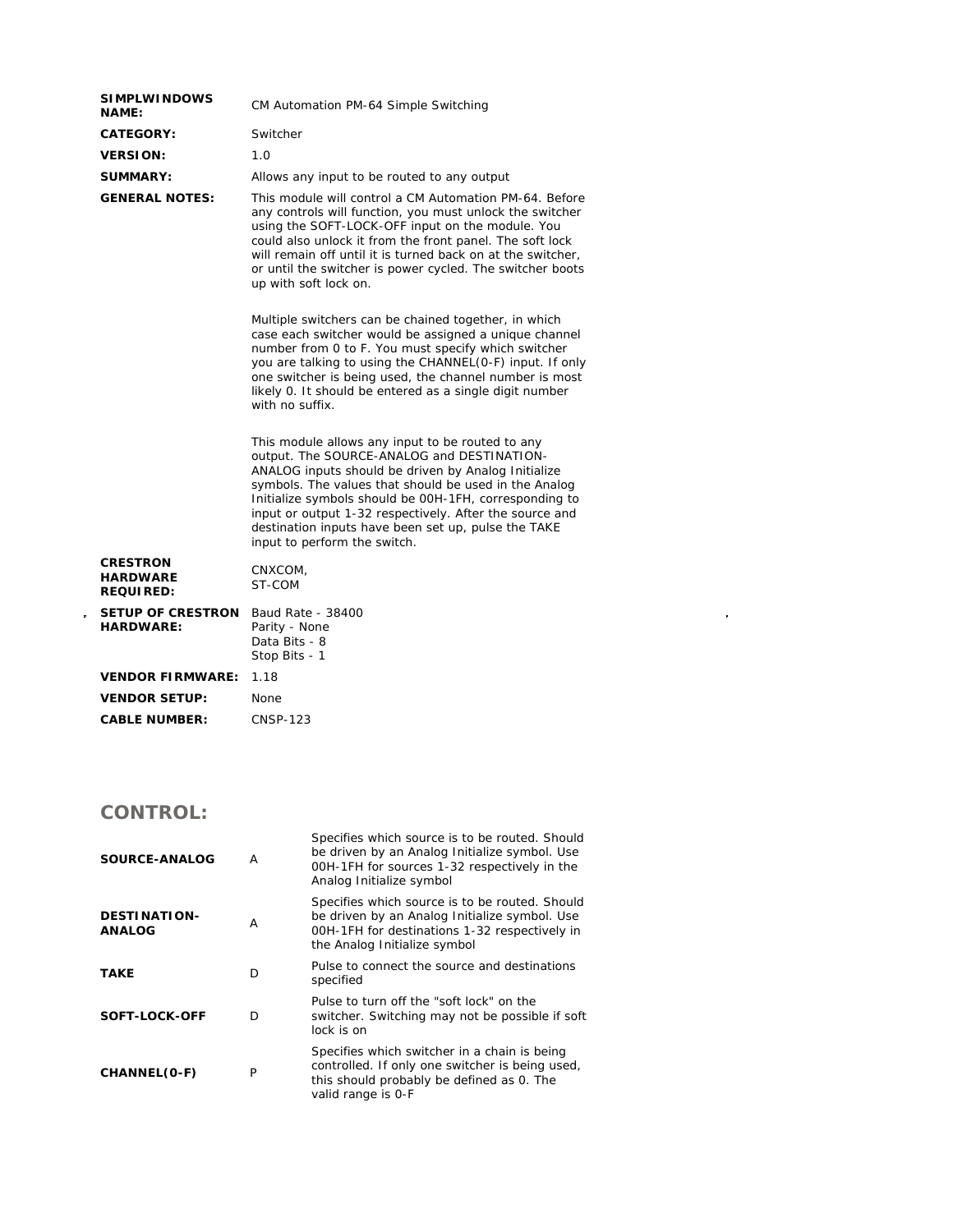| | |
|---|---|
| **SIMPLWINDOWS NAME:** | CM Automation PM-64 Simple Switching |
| **CATEGORY:** | Switcher |
| **VERSION:** | 1.0 |
| **SUMMARY:** | Allows any input to be routed to any output |
| **GENERAL NOTES:** | This module will control a CM Automation PM-64. Before any controls will function, you must unlock the switcher using the SOFT-LOCK-OFF input on the module. You could also unlock it from the front panel. The soft lock will remain off until it is turned back on at the switcher, or until the switcher is power cycled. The switcher boots up with soft lock on.<br><br>Multiple switchers can be chained together, in which case each switcher would be assigned a unique channel number from 0 to F. You must specify which switcher you are talking to using the CHANNEL(0-F) input. If only one switcher is being used, the channel number is most likely 0. It should be entered as a single digit number with no suffix.<br><br>This module allows any input to be routed to any output. The SOURCE-ANALOG and DESTINATION-ANALOG inputs should be driven by Analog Initialize symbols. The values that should be used in the Analog Initialize symbols should be 00H-1FH, corresponding to input or output 1-32 respectively. After the source and destination inputs have been set up, pulse the TAKE input to perform the switch. |
| **CRESTRON HARDWARE REQUIRED:** | CNXCOM,<br>ST-COM |
| **SETUP OF CRESTRON HARDWARE:** | Baud Rate - 38400<br>Parity - None<br>Data Bits - 8<br>Stop Bits - 1 |
| **VENDOR FIRMWARE:** | 1.18 |
| **VENDOR SETUP:** | None |
| **CABLE NUMBER:** | CNSP-123 |

## CONTROL:

| | | |
|---|---|---|
| **SOURCE-ANALOG** | A | Specifies which source is to be routed. Should be driven by an Analog Initialize symbol. Use 00H-1FH for sources 1-32 respectively in the Analog Initialize symbol |
| **DESTINATION-ANALOG** | A | Specifies which source is to be routed. Should be driven by an Analog Initialize symbol. Use 00H-1FH for destinations 1-32 respectively in the Analog Initialize symbol |
| **TAKE** | D | Pulse to connect the source and destinations specified |
| **SOFT-LOCK-OFF** | D | Pulse to turn off the "soft lock" on the switcher. Switching may not be possible if soft lock is on |
| **CHANNEL(0-F)** | P | Specifies which switcher in a chain is being controlled. If only one switcher is being used, this should probably be defined as 0. The valid range is 0-F |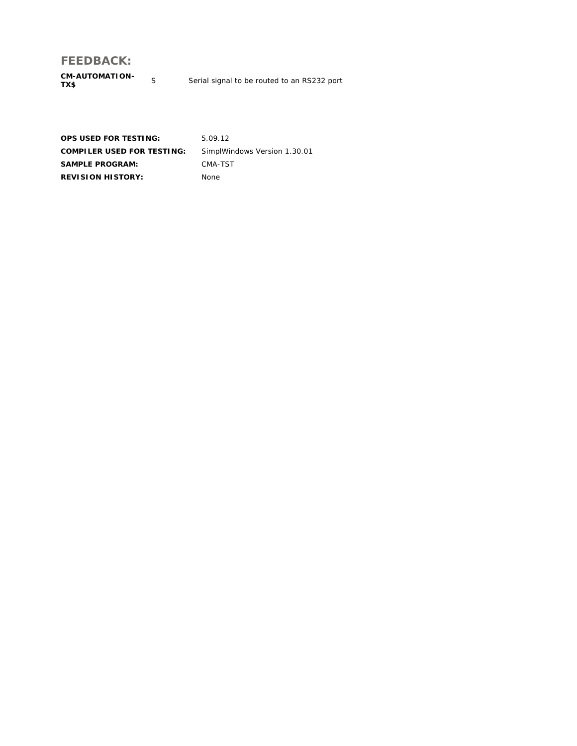## FEEDBACK:

| | | |
|---|---|---|
| **CM-AUTOMATION-TX$** | S | Serial signal to be routed to an RS232 port |

| | |
|---|---|
| **OPS USED FOR TESTING:** | 5.09.12 |
| **COMPILER USED FOR TESTING:** | SimplWindows Version 1.30.01 |
| **SAMPLE PROGRAM:** | CMA-TST |
| **REVISION HISTORY:** | None |